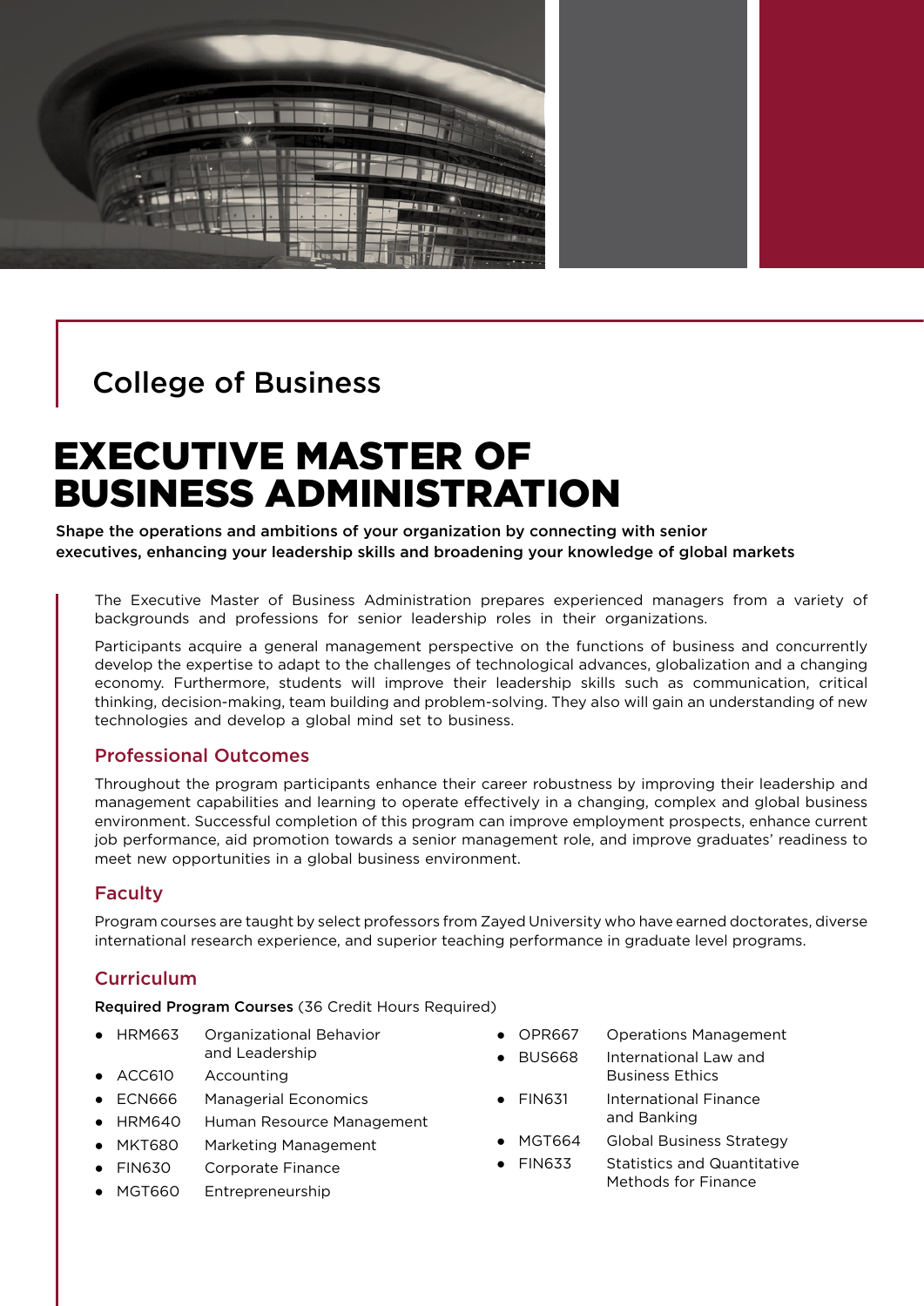## College of Business

# EXECUTIVE MASTER OF BUSINESS ADMINISTRATION

**Shape the operations and ambitions of your organization by connecting with senior executives, enhancing your leadership skills and broadening your knowledge of global markets**

The Executive Master of Business Administration prepares experienced managers from a variety of backgrounds and professions for senior leadership roles in their organizations.

Participants acquire a general management perspective on the functions of business and concurrently develop the expertise to adapt to the challenges of technological advances, globalization and a changing economy. Furthermore, students will improve their leadership skills such as communication, critical thinking, decision-making, team building and problem-solving. They also will gain an understanding of new technologies and develop a global mind set to business.

### Professional Outcomes

Throughout the program participants enhance their career robustness by improving their leadership and management capabilities and learning to operate effectively in a changing, complex and global business environment. Successful completion of this program can improve employment prospects, enhance current job performance, aid promotion towards a senior management role, and improve graduates' readiness to meet new opportunities in a global business environment.

### Faculty

Program courses are taught by select professors from Zayed University who have earned doctorates, diverse international research experience, and superior teaching performance in graduate level programs.

### Curriculum

**Required Program Courses** (36 Credit Hours Required)

- HRM663 Organizational Behavior and Leadership
- ACC610 Accounting
- ECN666 Managerial Economics
- HRM640 Human Resource Management
- MKT680 Marketing Management
- FIN630 Corporate Finance
- MGT660 Entrepreneurship
- OPR667 Operations Management
- BUS668 International Law and Business Ethics
- FIN631 International Finance and Banking
- MGT664 Global Business Strategy
- FIN633 Statistics and Quantitative Methods for Finance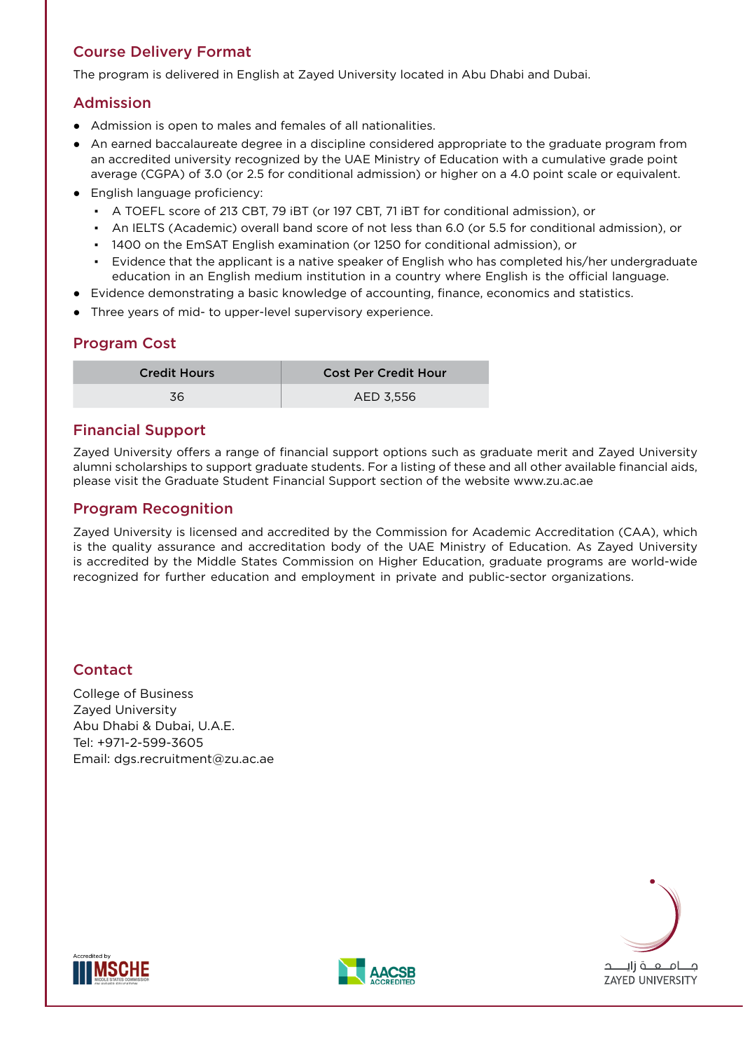## Course Delivery Format

The program is delivered in English at Zayed University located in Abu Dhabi and Dubai.

## Admission

- Admission is open to males and females of all nationalities.
- An earned baccalaureate degree in a discipline considered appropriate to the graduate program from an accredited university recognized by the UAE Ministry of Education with a cumulative grade point average (CGPA) of 3.0 (or 2.5 for conditional admission) or higher on a 4.0 point scale or equivalent.
- English language proficiency:
  - A TOEFL score of 213 CBT, 79 iBT (or 197 CBT, 71 iBT for conditional admission), or
  - An IELTS (Academic) overall band score of not less than 6.0 (or 5.5 for conditional admission), or
  - 1400 on the EmSAT English examination (or 1250 for conditional admission), or
  - Evidence that the applicant is a native speaker of English who has completed his/her undergraduate education in an English medium institution in a country where English is the official language.
- Evidence demonstrating a basic knowledge of accounting, finance, economics and statistics.
- Three years of mid- to upper-level supervisory experience.

## Program Cost

| Credit Hours | Cost Per Credit Hour |
|---|---|
| 36 | AED 3,556 |

## Financial Support

Zayed University offers a range of financial support options such as graduate merit and Zayed University alumni scholarships to support graduate students. For a listing of these and all other available financial aids, please visit the Graduate Student Financial Support section of the website www.zu.ac.ae

## Program Recognition

Zayed University is licensed and accredited by the Commission for Academic Accreditation (CAA), which is the quality assurance and accreditation body of the UAE Ministry of Education. As Zayed University is accredited by the Middle States Commission on Higher Education, graduate programs are world-wide recognized for further education and employment in private and public-sector organizations.

## Contact

College of Business
Zayed University
Abu Dhabi & Dubai, U.A.E.
Tel: +971-2-599-3605
Email: dgs.recruitment@zu.ac.ae

Accredited by MSCHE

AACSB ACCREDITED

جـــامـعـة زايـــد
ZAYED UNIVERSITY